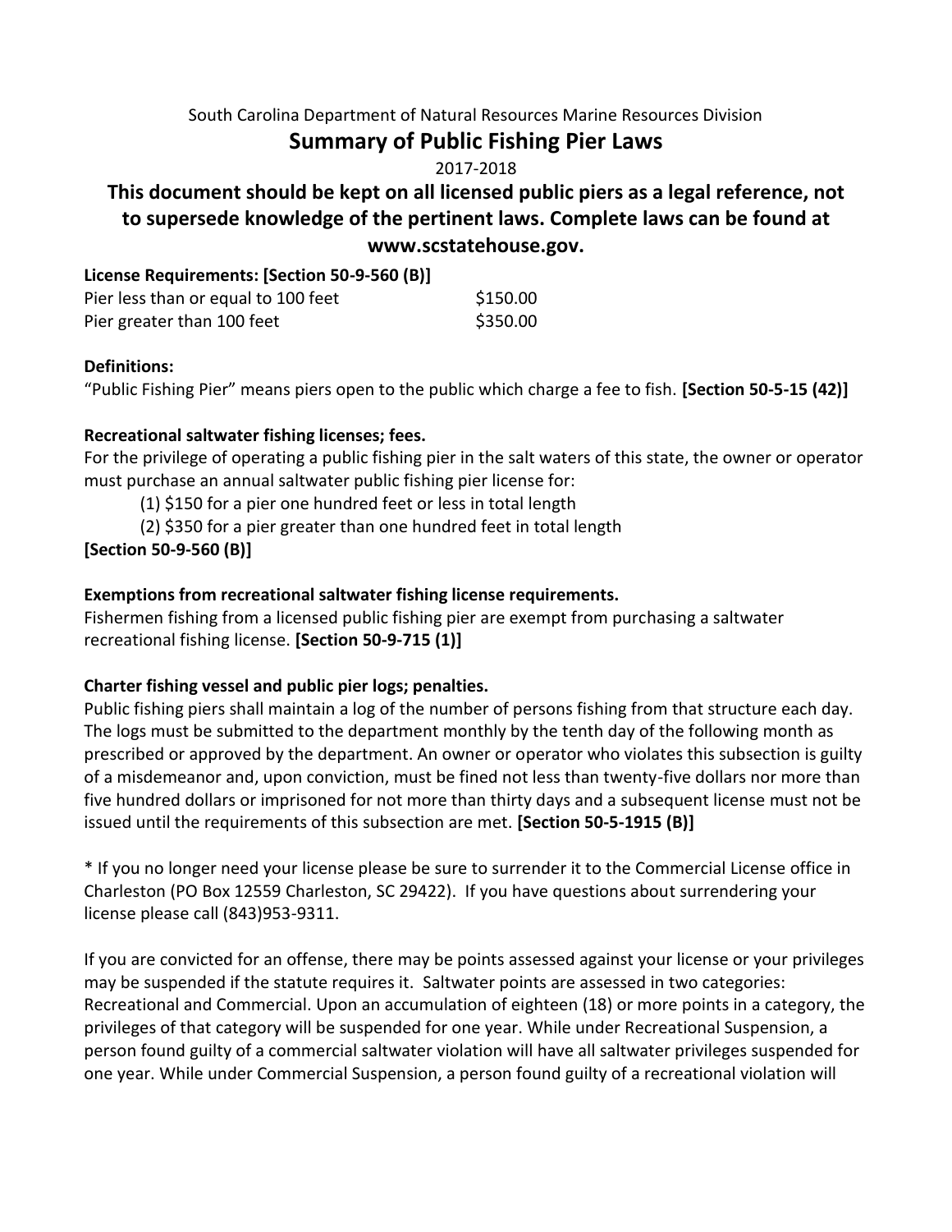South Carolina Department of Natural Resources Marine Resources Division

# Summary of Public Fishing Pier Laws

2017-2018

## This document should be kept on all licensed public piers as a legal reference, not to supersede knowledge of the pertinent laws. Complete laws can be found at www.scstatehouse.gov.

**License Requirements: [Section 50-9-560 (B)]**

| | |
|---|---|
| Pier less than or equal to 100 feet | $150.00 |
| Pier greater than 100 feet | $350.00 |

**Definitions:**

"Public Fishing Pier" means piers open to the public which charge a fee to fish. **[Section 50-5-15 (42)]**

**Recreational saltwater fishing licenses; fees.**

For the privilege of operating a public fishing pier in the salt waters of this state, the owner or operator must purchase an annual saltwater public fishing pier license for:

(1) $150 for a pier one hundred feet or less in total length

(2) $350 for a pier greater than one hundred feet in total length

**[Section 50-9-560 (B)]**

**Exemptions from recreational saltwater fishing license requirements.**

Fishermen fishing from a licensed public fishing pier are exempt from purchasing a saltwater recreational fishing license. **[Section 50-9-715 (1)]**

**Charter fishing vessel and public pier logs; penalties.**

Public fishing piers shall maintain a log of the number of persons fishing from that structure each day. The logs must be submitted to the department monthly by the tenth day of the following month as prescribed or approved by the department. An owner or operator who violates this subsection is guilty of a misdemeanor and, upon conviction, must be fined not less than twenty-five dollars nor more than five hundred dollars or imprisoned for not more than thirty days and a subsequent license must not be issued until the requirements of this subsection are met. **[Section 50-5-1915 (B)]**

* If you no longer need your license please be sure to surrender it to the Commercial License office in Charleston (PO Box 12559 Charleston, SC 29422). If you have questions about surrendering your license please call (843)953-9311.

If you are convicted for an offense, there may be points assessed against your license or your privileges may be suspended if the statute requires it. Saltwater points are assessed in two categories: Recreational and Commercial. Upon an accumulation of eighteen (18) or more points in a category, the privileges of that category will be suspended for one year. While under Recreational Suspension, a person found guilty of a commercial saltwater violation will have all saltwater privileges suspended for one year. While under Commercial Suspension, a person found guilty of a recreational violation will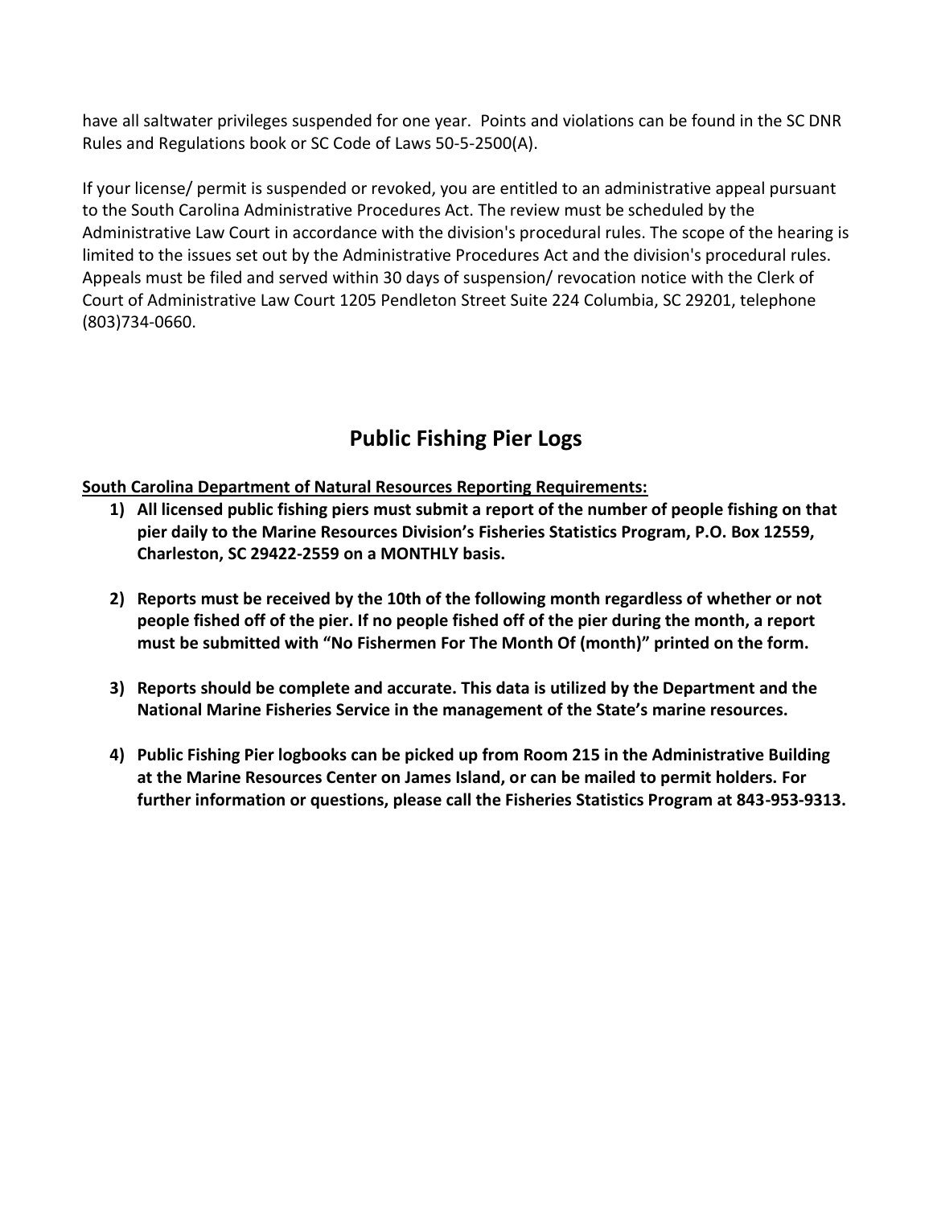have all saltwater privileges suspended for one year. Points and violations can be found in the SC DNR Rules and Regulations book or SC Code of Laws 50-5-2500(A).

If your license/ permit is suspended or revoked, you are entitled to an administrative appeal pursuant to the South Carolina Administrative Procedures Act. The review must be scheduled by the Administrative Law Court in accordance with the division's procedural rules. The scope of the hearing is limited to the issues set out by the Administrative Procedures Act and the division's procedural rules. Appeals must be filed and served within 30 days of suspension/ revocation notice with the Clerk of Court of Administrative Law Court 1205 Pendleton Street Suite 224 Columbia, SC 29201, telephone (803)734-0660.

## Public Fishing Pier Logs

**South Carolina Department of Natural Resources Reporting Requirements:**

1) **All licensed public fishing piers must submit a report of the number of people fishing on that pier daily to the Marine Resources Division's Fisheries Statistics Program, P.O. Box 12559, Charleston, SC 29422-2559 on a MONTHLY basis.**

2) **Reports must be received by the 10th of the following month regardless of whether or not people fished off of the pier. If no people fished off of the pier during the month, a report must be submitted with "No Fishermen For The Month Of (month)" printed on the form.**

3) **Reports should be complete and accurate. This data is utilized by the Department and the National Marine Fisheries Service in the management of the State's marine resources.**

4) **Public Fishing Pier logbooks can be picked up from Room 215 in the Administrative Building at the Marine Resources Center on James Island, or can be mailed to permit holders. For further information or questions, please call the Fisheries Statistics Program at 843-953-9313.**